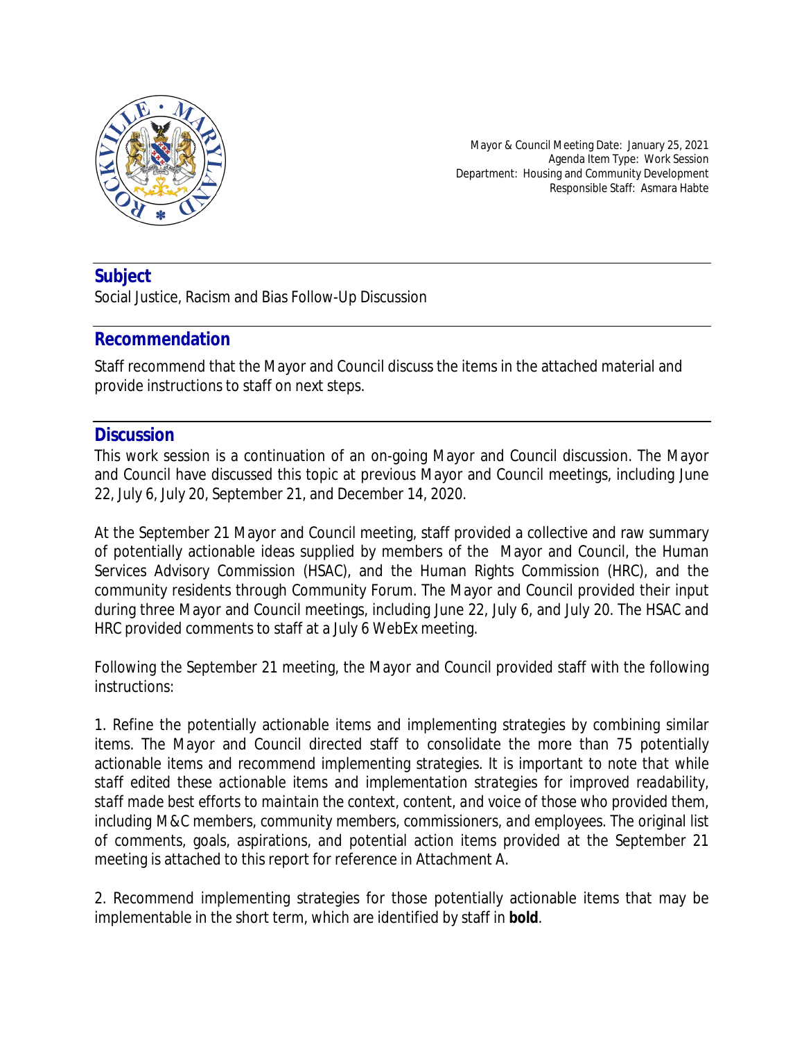Mayor & Council Meeting Date: January 25, 2021
Agenda Item Type: Work Session
Department: Housing and Community Development
Responsible Staff: Asmara Habte

## Subject

Social Justice, Racism and Bias Follow-Up Discussion

## Recommendation

Staff recommend that the Mayor and Council discuss the items in the attached material and provide instructions to staff on next steps.

## Discussion

This work session is a continuation of an on-going Mayor and Council discussion. The Mayor and Council have discussed this topic at previous Mayor and Council meetings, including June 22, July 6, July 20, September 21, and December 14, 2020.

At the September 21 Mayor and Council meeting, staff provided a collective and raw summary of potentially actionable ideas supplied by members of the Mayor and Council, the Human Services Advisory Commission (HSAC), and the Human Rights Commission (HRC), and the community residents through Community Forum. The Mayor and Council provided their input during three Mayor and Council meetings, including June 22, July 6, and July 20. The HSAC and HRC provided comments to staff at a July 6 WebEx meeting.

Following the September 21 meeting, the Mayor and Council provided staff with the following instructions:

1. Refine the potentially actionable items and implementing strategies by combining similar items. The Mayor and Council directed staff to consolidate the more than 75 potentially actionable items and recommend implementing strategies. *It is important to note that while staff edited these actionable items and implementation strategies for improved readability, staff made best efforts to maintain the context, content, and voice of those who provided them, including M&C members, community members, commissioners, and employees. The original list of comments, goals, aspirations, and potential action items provided at the September 21 meeting is attached to this report for reference in Attachment A.*

2. Recommend implementing strategies for those potentially actionable items that may be implementable in the short term, which are identified by staff in **bold**.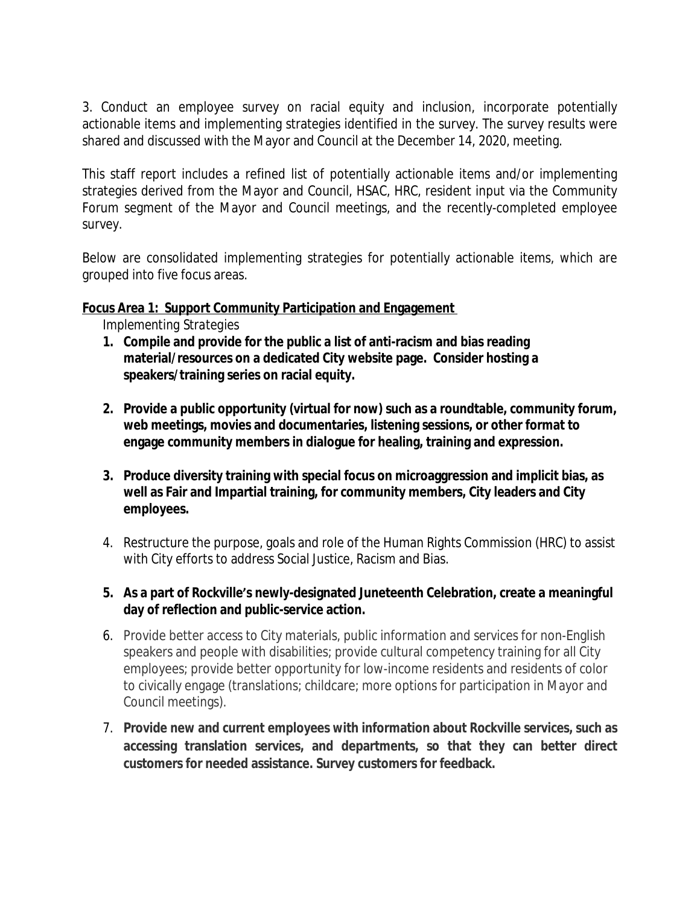3. Conduct an employee survey on racial equity and inclusion, incorporate potentially actionable items and implementing strategies identified in the survey. The survey results were shared and discussed with the Mayor and Council at the December 14, 2020, meeting.

This staff report includes a refined list of potentially actionable items and/or implementing strategies derived from the Mayor and Council, HSAC, HRC, resident input via the Community Forum segment of the Mayor and Council meetings, and the recently-completed employee survey.

Below are consolidated implementing strategies for potentially actionable items, which are grouped into five focus areas.

**Focus Area 1: Support Community Participation and Engagement**

Implementing Strategies

1. **Compile and provide for the public a list of anti-racism and bias reading material/resources on a dedicated City website page. Consider hosting a speakers/training series on racial equity.**

2. **Provide a public opportunity (virtual for now) such as a roundtable, community forum, web meetings, movies and documentaries, listening sessions, or other format to engage community members in dialogue for healing, training and expression.**

3. **Produce diversity training with special focus on microaggression and implicit bias, as well as Fair and Impartial training, for community members, City leaders and City employees.**

4. Restructure the purpose, goals and role of the Human Rights Commission (HRC) to assist with City efforts to address Social Justice, Racism and Bias.

5. **As a part of Rockville's newly-designated Juneteenth Celebration, create a meaningful day of reflection and public-service action.**

6. Provide better access to City materials, public information and services for non-English speakers and people with disabilities; provide cultural competency training for all City employees; provide better opportunity for low-income residents and residents of color to civically engage (translations; childcare; more options for participation in Mayor and Council meetings).

7. **Provide new and current employees with information about Rockville services, such as accessing translation services, and departments, so that they can better direct customers for needed assistance. Survey customers for feedback.**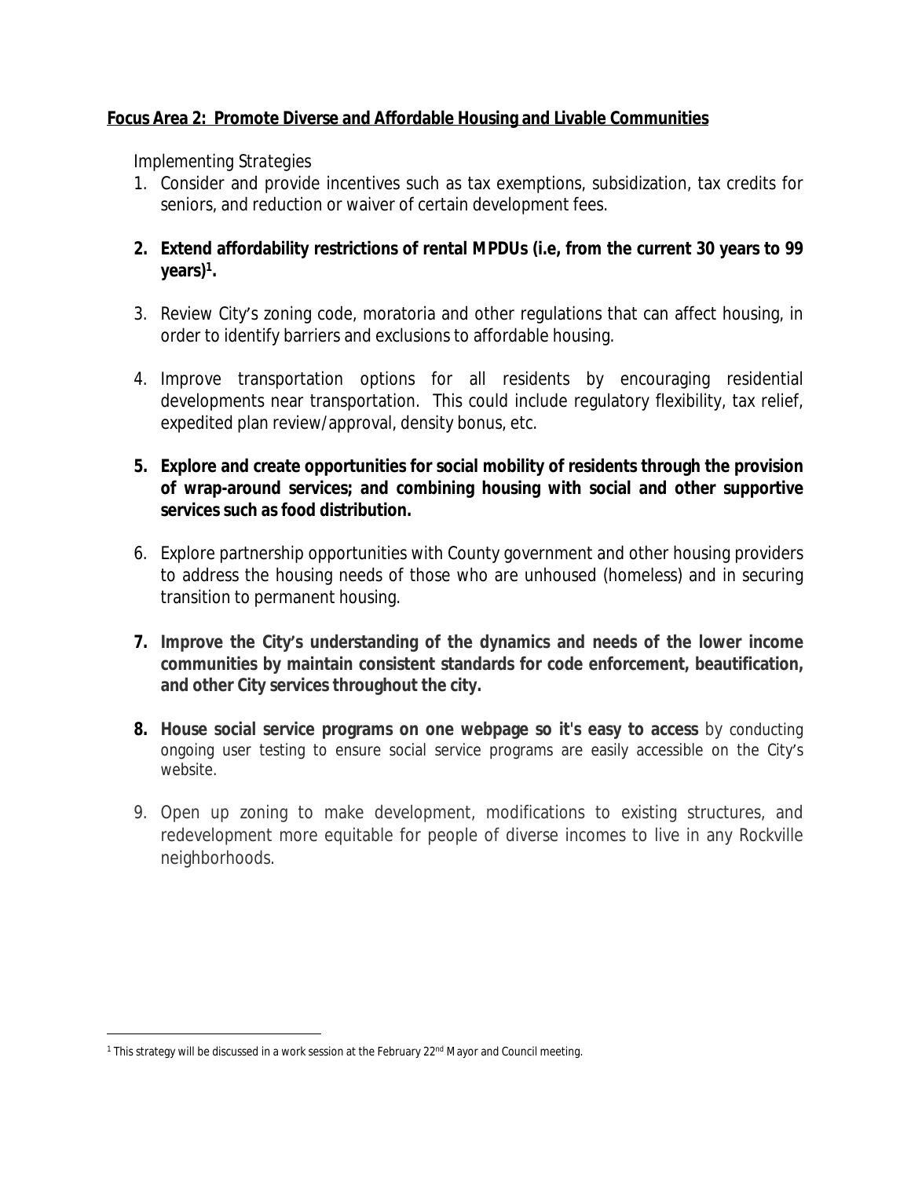**Focus Area 2: Promote Diverse and Affordable Housing and Livable Communities**

Implementing Strategies

1. Consider and provide incentives such as tax exemptions, subsidization, tax credits for seniors, and reduction or waiver of certain development fees.

2. **Extend affordability restrictions of rental MPDUs (i.e, from the current 30 years to 99 years)[1].**

3. Review City's zoning code, moratoria and other regulations that can affect housing, in order to identify barriers and exclusions to affordable housing.

4. Improve transportation options for all residents by encouraging residential developments near transportation. This could include regulatory flexibility, tax relief, expedited plan review/approval, density bonus, etc.

5. **Explore and create opportunities for social mobility of residents through the provision of wrap-around services; and combining housing with social and other supportive services such as food distribution.**

6. Explore partnership opportunities with County government and other housing providers to address the housing needs of those who are unhoused (homeless) and in securing transition to permanent housing.

7. **Improve the City's understanding of the dynamics and needs of the lower income communities by maintain consistent standards for code enforcement, beautification, and other City services throughout the city.**

8. **House social service programs on one webpage so it's easy to access** by conducting ongoing user testing to ensure social service programs are easily accessible on the City's website.

9. Open up zoning to make development, modifications to existing structures, and redevelopment more equitable for people of diverse incomes to live in any Rockville neighborhoods.

---

[1] This strategy will be discussed in a work session at the February 22nd Mayor and Council meeting.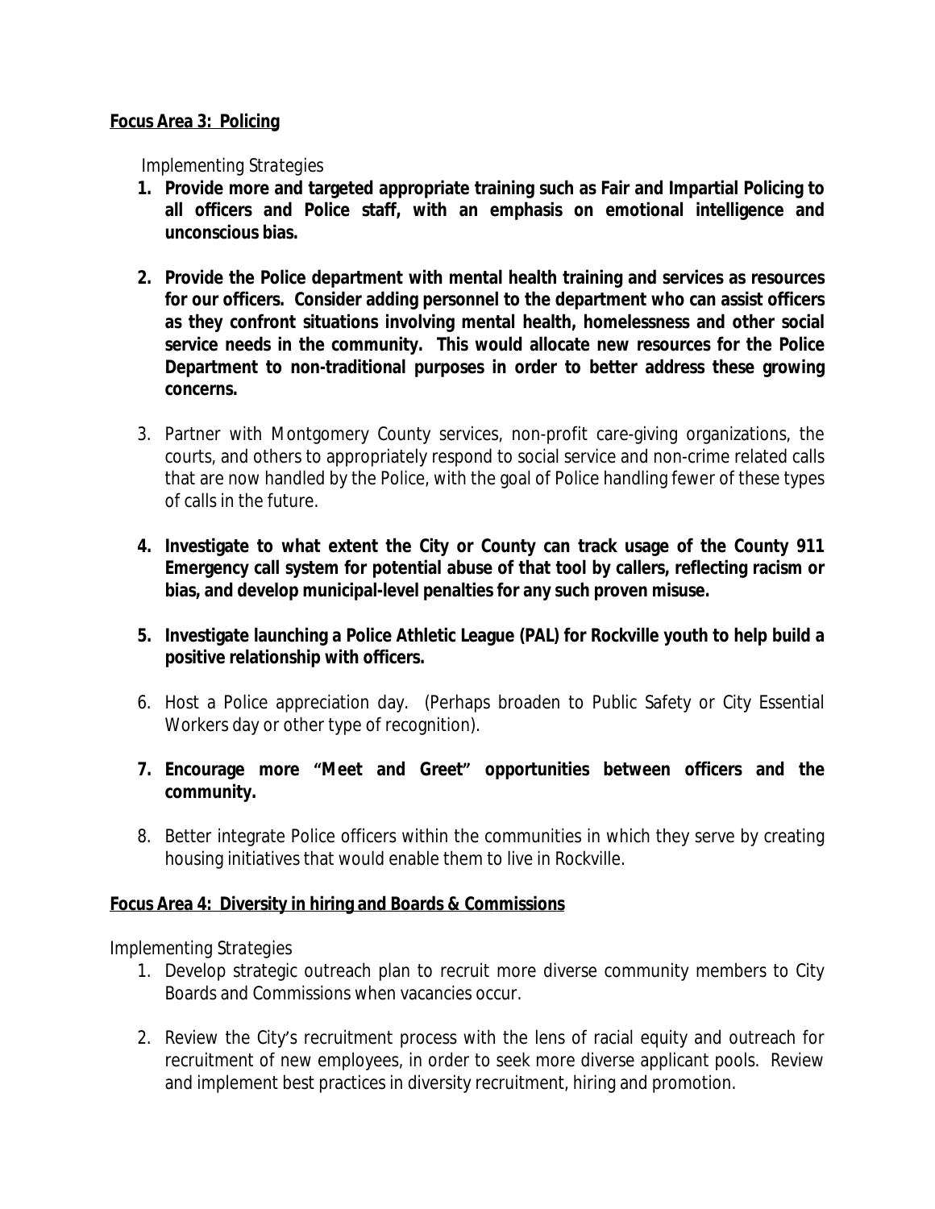**<u>Focus Area 3: Policing</u>**

*Implementing Strategies*

1. **Provide more and targeted appropriate training such as Fair and Impartial Policing to all officers and Police staff, with an emphasis on emotional intelligence and unconscious bias.**

2. **Provide the Police department with mental health training and services as resources for our officers. Consider adding personnel to the department who can assist officers as they confront situations involving mental health, homelessness and other social service needs in the community. This would allocate new resources for the Police Department to non-traditional purposes in order to better address these growing concerns.**

3. Partner with Montgomery County services, non-profit care-giving organizations, the courts, and others to appropriately respond to social service and non-crime related calls that are now handled by the Police, with the goal of Police handling fewer of these types of calls in the future.

4. **Investigate to what extent the City or County can track usage of the County 911 Emergency call system for potential abuse of that tool by callers, reflecting racism or bias, and develop municipal-level penalties for any such proven misuse.**

5. **Investigate launching a Police Athletic League (PAL) for Rockville youth to help build a positive relationship with officers.**

6. Host a Police appreciation day. (Perhaps broaden to Public Safety or City Essential Workers day or other type of recognition).

7. **Encourage more "Meet and Greet" opportunities between officers and the community.**

8. Better integrate Police officers within the communities in which they serve by creating housing initiatives that would enable them to live in Rockville.

**<u>Focus Area 4: Diversity in hiring and Boards & Commissions</u>**

*Implementing Strategies*

1. Develop strategic outreach plan to recruit more diverse community members to City Boards and Commissions when vacancies occur.

2. Review the City's recruitment process with the lens of racial equity and outreach for recruitment of new employees, in order to seek more diverse applicant pools. Review and implement best practices in diversity recruitment, hiring and promotion.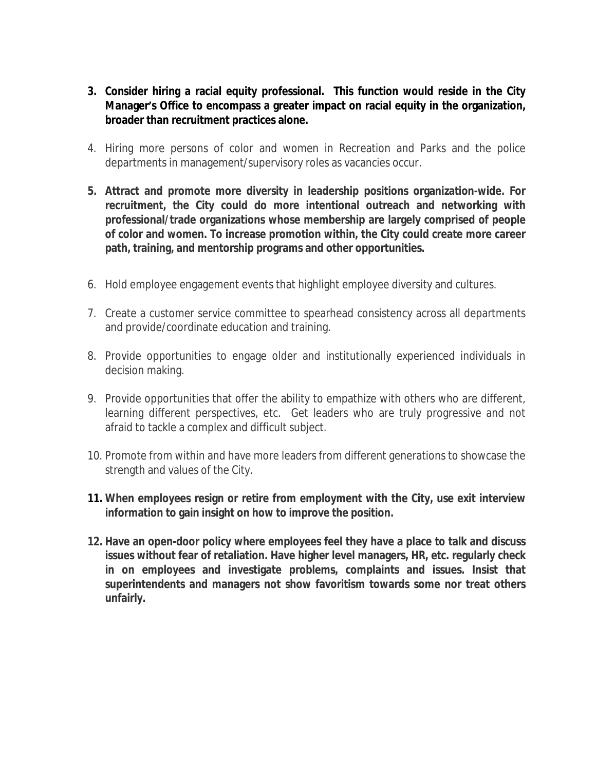3. **Consider hiring a racial equity professional. This function would reside in the City Manager's Office to encompass a greater impact on racial equity in the organization, broader than recruitment practices alone.**

4. Hiring more persons of color and women in Recreation and Parks and the police departments in management/supervisory roles as vacancies occur.

5. **Attract and promote more diversity in leadership positions organization-wide. For recruitment, the City could do more intentional outreach and networking with professional/trade organizations whose membership are largely comprised of people of color and women. To increase promotion within, the City could create more career path, training, and mentorship programs and other opportunities.**

6. Hold employee engagement events that highlight employee diversity and cultures.

7. Create a customer service committee to spearhead consistency across all departments and provide/coordinate education and training.

8. Provide opportunities to engage older and institutionally experienced individuals in decision making.

9. Provide opportunities that offer the ability to empathize with others who are different, learning different perspectives, etc. Get leaders who are truly progressive and not afraid to tackle a complex and difficult subject.

10. Promote from within and have more leaders from different generations to showcase the strength and values of the City.

11. **When employees resign or retire from employment with the City, use exit interview information to gain insight on how to improve the position.**

12. **Have an open-door policy where employees feel they have a place to talk and discuss issues without fear of retaliation. Have higher level managers, HR, etc. regularly check in on employees and investigate problems, complaints and issues. Insist that superintendents and managers not show favoritism towards some nor treat others unfairly.**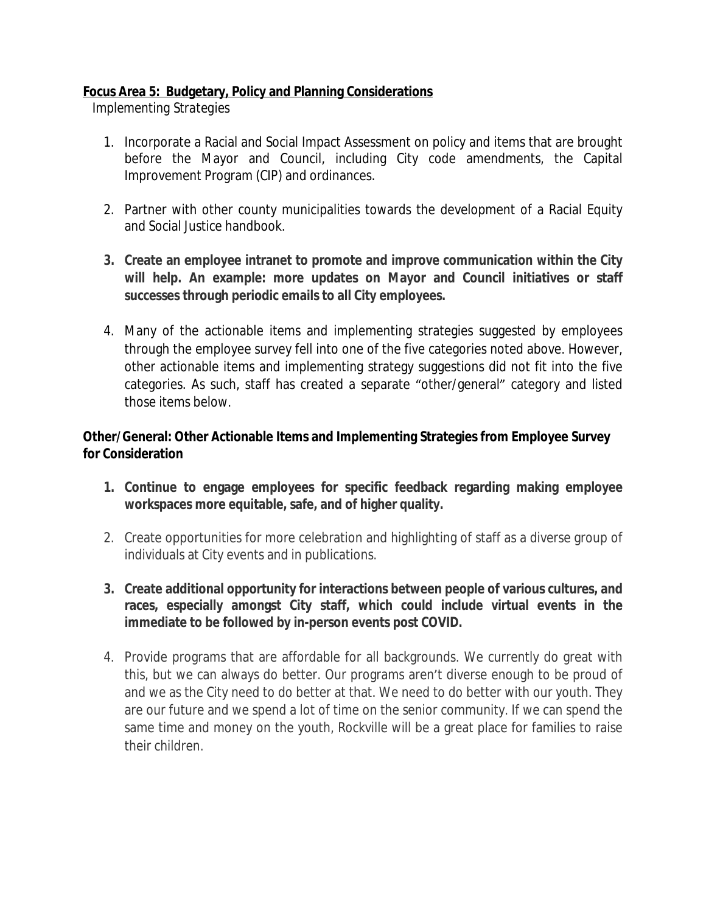**<u>Focus Area 5: Budgetary, Policy and Planning Considerations</u>**

Implementing Strategies

1. Incorporate a Racial and Social Impact Assessment on policy and items that are brought before the Mayor and Council, including City code amendments, the Capital Improvement Program (CIP) and ordinances.

2. Partner with other county municipalities towards the development of a Racial Equity and Social Justice handbook.

3. **Create an employee intranet to promote and improve communication within the City will help. An example: more updates on Mayor and Council initiatives or staff successes through periodic emails to all City employees.**

4. Many of the actionable items and implementing strategies suggested by employees through the employee survey fell into one of the five categories noted above. However, other actionable items and implementing strategy suggestions did not fit into the five categories. As such, staff has created a separate "other/general" category and listed those items below.

**Other/General: Other Actionable Items and Implementing Strategies from Employee Survey for Consideration**

1. **Continue to engage employees for specific feedback regarding making employee workspaces more equitable, safe, and of higher quality.**

2. Create opportunities for more celebration and highlighting of staff as a diverse group of individuals at City events and in publications.

3. **Create additional opportunity for interactions between people of various cultures, and races, especially amongst City staff, which could include virtual events in the immediate to be followed by in-person events post COVID.**

4. Provide programs that are affordable for all backgrounds. We currently do great with this, but we can always do better. Our programs aren't diverse enough to be proud of and we as the City need to do better at that. We need to do better with our youth. They are our future and we spend a lot of time on the senior community. If we can spend the same time and money on the youth, Rockville will be a great place for families to raise their children.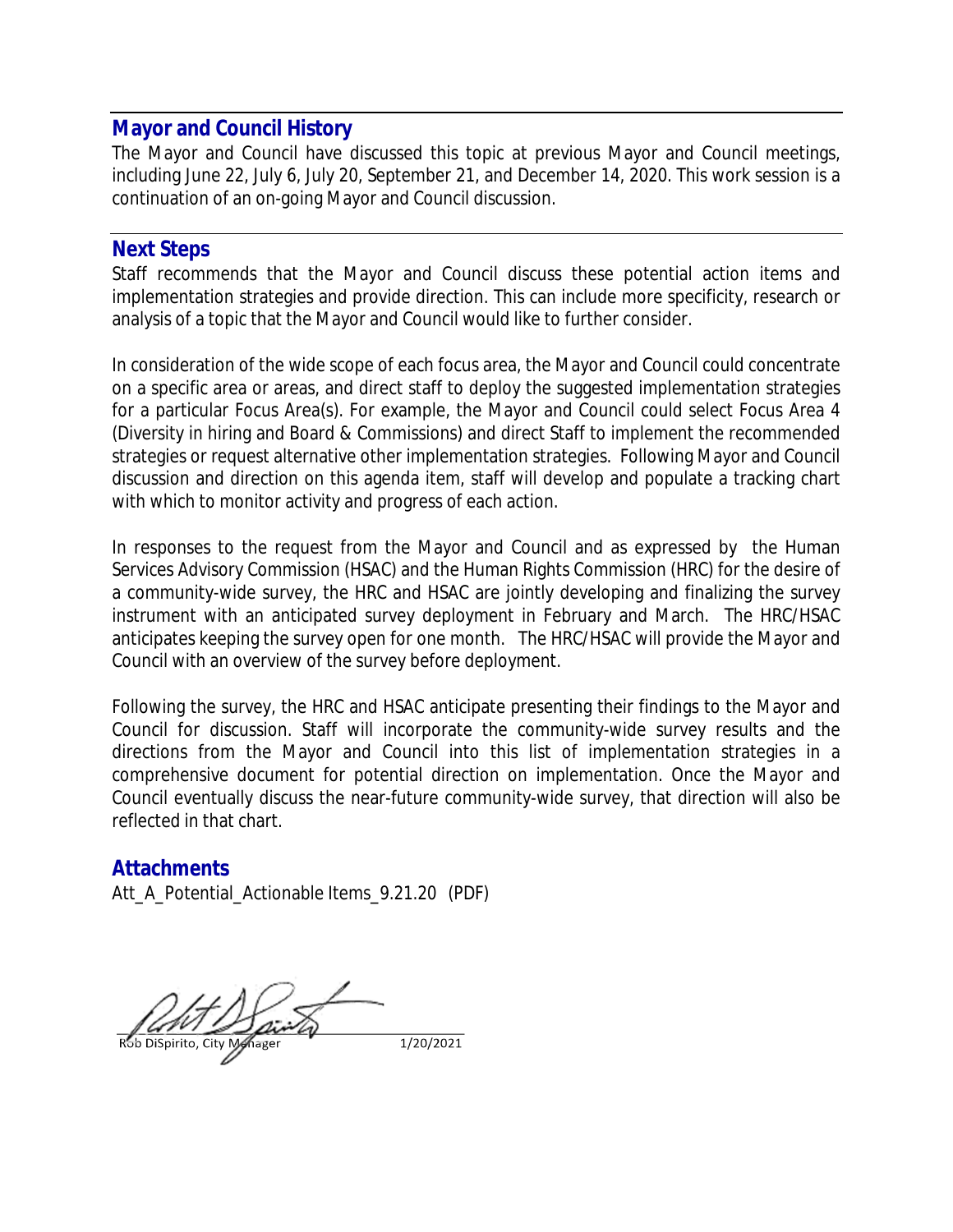## Mayor and Council History

The Mayor and Council have discussed this topic at previous Mayor and Council meetings, including June 22, July 6, July 20, September 21, and December 14, 2020. This work session is a continuation of an on-going Mayor and Council discussion.

## Next Steps

Staff recommends that the Mayor and Council discuss these potential action items and implementation strategies and provide direction. This can include more specificity, research or analysis of a topic that the Mayor and Council would like to further consider.

In consideration of the wide scope of each focus area, the Mayor and Council could concentrate on a specific area or areas, and direct staff to deploy the suggested implementation strategies for a particular Focus Area(s). For example, the Mayor and Council could select Focus Area 4 (Diversity in hiring and Board & Commissions) and direct Staff to implement the recommended strategies or request alternative other implementation strategies. Following Mayor and Council discussion and direction on this agenda item, staff will develop and populate a tracking chart with which to monitor activity and progress of each action.

In responses to the request from the Mayor and Council and as expressed by the Human Services Advisory Commission (HSAC) and the Human Rights Commission (HRC) for the desire of a community-wide survey, the HRC and HSAC are jointly developing and finalizing the survey instrument with an anticipated survey deployment in February and March. The HRC/HSAC anticipates keeping the survey open for one month. The HRC/HSAC will provide the Mayor and Council with an overview of the survey before deployment.

Following the survey, the HRC and HSAC anticipate presenting their findings to the Mayor and Council for discussion. Staff will incorporate the community-wide survey results and the directions from the Mayor and Council into this list of implementation strategies in a comprehensive document for potential direction on implementation. Once the Mayor and Council eventually discuss the near-future community-wide survey, that direction will also be reflected in that chart.

## Attachments

Att_A_Potential_Actionable Items_9.21.20 (PDF)

Rob DiSpirito, City Manager 1/20/2021